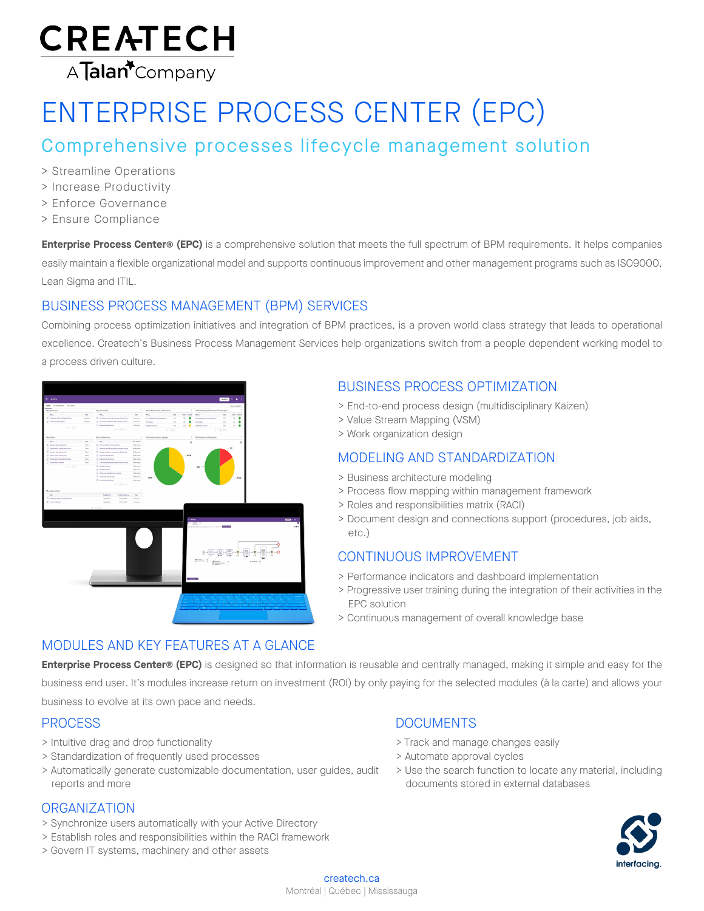# CREATECH

A Talan Company

# ENTERPRISE PROCESS CENTER (EPC)

## Comprehensive processes lifecycle management solution

> Streamline Operations
> Increase Productivity
> Enforce Governance
> Ensure Compliance

**Enterprise Process Center® (EPC)** is a comprehensive solution that meets the full spectrum of BPM requirements. It helps companies easily maintain a flexible organizational model and supports continuous improvement and other management programs such as ISO9000, Lean Sigma and ITIL.

## BUSINESS PROCESS MANAGEMENT (BPM) SERVICES

Combining process optimization initiatives and integration of BPM practices, is a proven world class strategy that leads to operational excellence. Createch's Business Process Management Services help organizations switch from a people dependent working model to a process driven culture.

### BUSINESS PROCESS OPTIMIZATION

> End-to-end process design (multidisciplinary Kaizen)
> Value Stream Mapping (VSM)
> Work organization design

### MODELING AND STANDARDIZATION

> Business architecture modeling
> Process flow mapping within management framework
> Roles and responsibilities matrix (RACI)
> Document design and connections support (procedures, job aids, etc.)

### CONTINUOUS IMPROVEMENT

> Performance indicators and dashboard implementation
> Progressive user training during the integration of their activities in the EPC solution
> Continuous management of overall knowledge base

## MODULES AND KEY FEATURES AT A GLANCE

**Enterprise Process Center® (EPC)** is designed so that information is reusable and centrally managed, making it simple and easy for the business end user. It's modules increase return on investment (ROI) by only paying for the selected modules (à la carte) and allows your business to evolve at its own pace and needs.

### PROCESS

> Intuitive drag and drop functionality
> Standardization of frequently used processes
> Automatically generate customizable documentation, user guides, audit reports and more

### DOCUMENTS

> Track and manage changes easily
> Automate approval cycles
> Use the search function to locate any material, including documents stored in external databases

### ORGANIZATION

> Synchronize users automatically with your Active Directory
> Establish roles and responsibilities within the RACI framework
> Govern IT systems, machinery and other assets

interfacing.

createch.ca
Montréal | Québec | Mississauga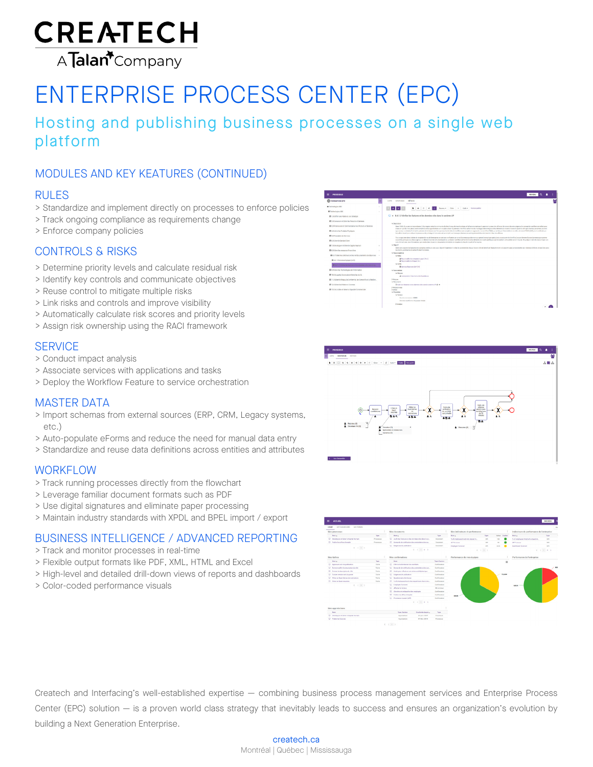# CREATECH

A Talan Company

# ENTERPRISE PROCESS CENTER (EPC)

## Hosting and publishing business processes on a single web platform

## MODULES AND KEY KEATURES (CONTINUED)

### RULES

> Standardize and implement directly on processes to enforce policies
> Track ongoing compliance as requirements change
> Enforce company policies

### CONTROLS & RISKS

> Determine priority levels and calculate residual risk
> Identify key controls and communicate objectives
> Reuse control to mitigate multiple risks
> Link risks and controls and improve visibility
> Automatically calculate risk scores and priority levels
> Assign risk ownership using the RACI framework

### SERVICE

> Conduct impact analysis
> Associate services with applications and tasks
> Deploy the Workflow Feature to service orchestration

### MASTER DATA

> Import schemas from external sources (ERP, CRM, Legacy systems, etc.)
> Auto-populate eForms and reduce the need for manual data entry
> Standardize and reuse data definitions across entities and attributes

### WORKFLOW

> Track running processes directly from the flowchart
> Leverage familiar document formats such as PDF
> Use digital signatures and eliminate paper processing
> Maintain industry standards with XPDL and BPEL import / export

### BUSINESS INTELLIGENCE / ADVANCED REPORTING

> Track and monitor processes in real-time
> Flexible output formats like PDF, XML, HTML and Excel
> High-level and detailed drill-down views of reports and dashboards
> Color-coded performance visuals

Createch and Interfacing's well-established expertise — combining business process management services and Enterprise Process Center (EPC) solution — is a proven world class strategy that inevitably leads to success and ensures an organization's evolution by building a Next Generation Enterprise.

createch.ca

Montréal | Québec | Mississauga